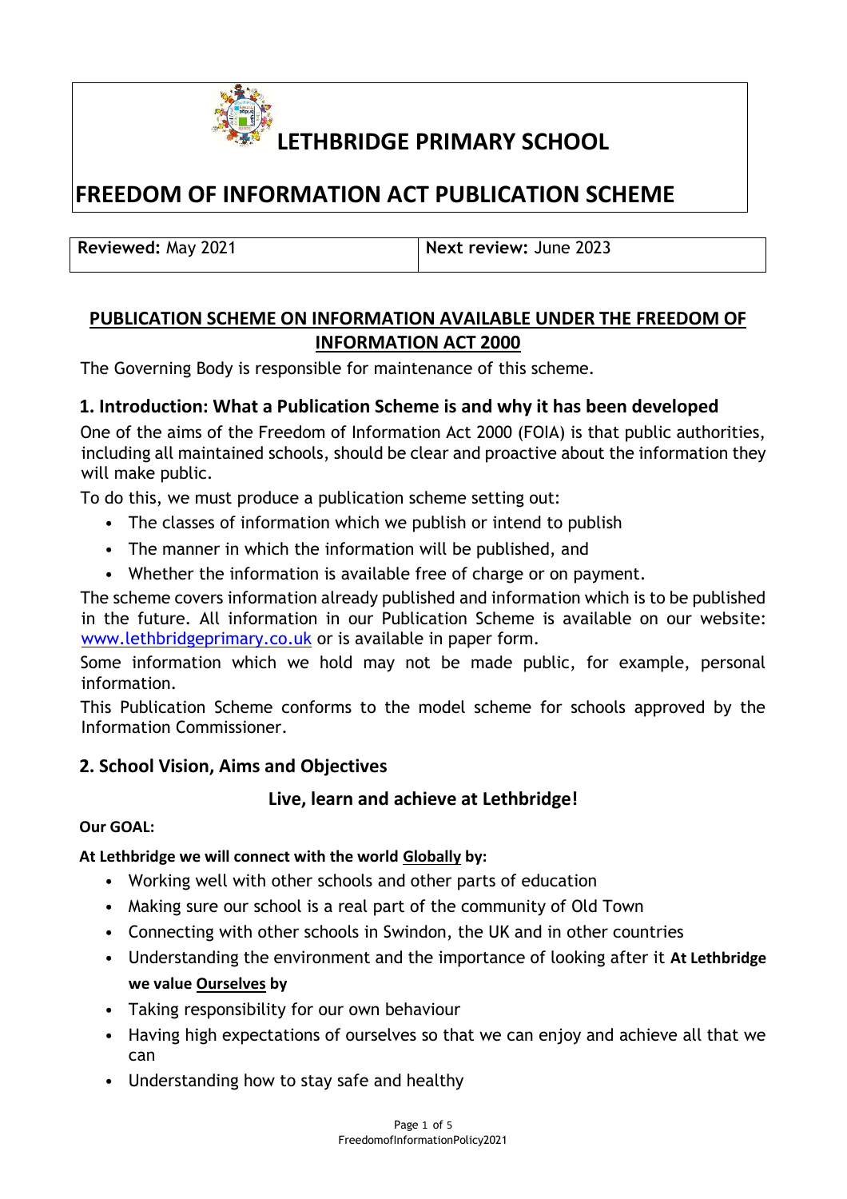# LETHBRIDGE PRIMARY SCHOOL

# FREEDOM OF INFORMATION ACT PUBLICATION SCHEME

| **Reviewed:** May 2021 | **Next review:** June 2023 |
| --- | --- |

## PUBLICATION SCHEME ON INFORMATION AVAILABLE UNDER THE FREEDOM OF INFORMATION ACT 2000

The Governing Body is responsible for maintenance of this scheme.

## 1. Introduction: What a Publication Scheme is and why it has been developed

One of the aims of the Freedom of Information Act 2000 (FOIA) is that public authorities, including all maintained schools, should be clear and proactive about the information they will make public.

To do this, we must produce a publication scheme setting out:

- The classes of information which we publish or intend to publish
- The manner in which the information will be published, and
- Whether the information is available free of charge or on payment.

The scheme covers information already published and information which is to be published in the future. All information in our Publication Scheme is available on our website: www.lethbridgeprimary.co.uk or is available in paper form.

Some information which we hold may not be made public, for example, personal information.

This Publication Scheme conforms to the model scheme for schools approved by the Information Commissioner.

## 2. School Vision, Aims and Objectives

### Live, learn and achieve at Lethbridge!

**Our GOAL:**

**At Lethbridge we will connect with the world Globally by:**

- Working well with other schools and other parts of education
- Making sure our school is a real part of the community of Old Town
- Connecting with other schools in Swindon, the UK and in other countries
- Understanding the environment and the importance of looking after it

**At Lethbridge we value Ourselves by**

- Taking responsibility for our own behaviour
- Having high expectations of ourselves so that we can enjoy and achieve all that we can
- Understanding how to stay safe and healthy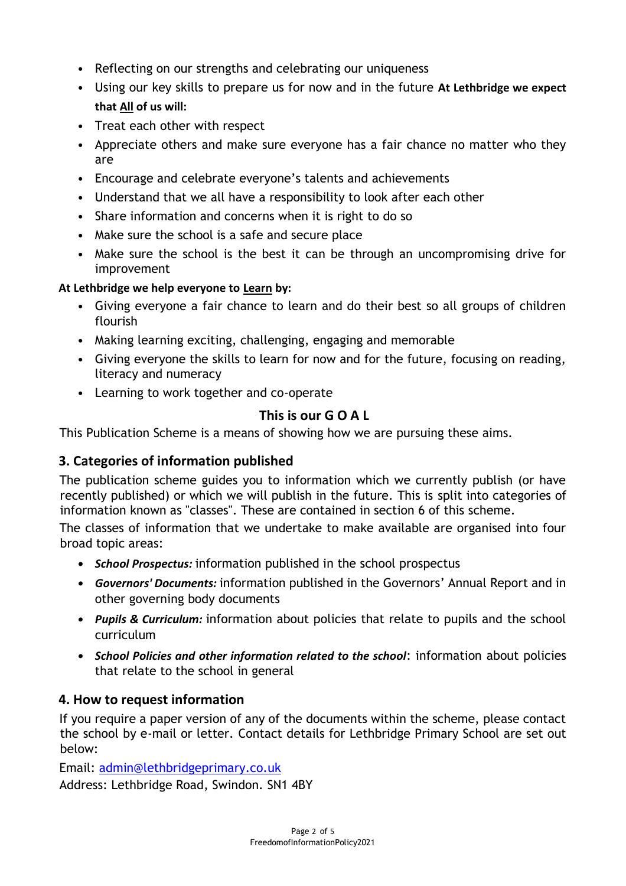- Reflecting on our strengths and celebrating our uniqueness
- Using our key skills to prepare us for now and in the future **At Lethbridge we expect that <u>All</u> of us will:**
- Treat each other with respect
- Appreciate others and make sure everyone has a fair chance no matter who they are
- Encourage and celebrate everyone's talents and achievements
- Understand that we all have a responsibility to look after each other
- Share information and concerns when it is right to do so
- Make sure the school is a safe and secure place
- Make sure the school is the best it can be through an uncompromising drive for improvement

**At Lethbridge we help everyone to <u>Learn</u> by:**

- Giving everyone a fair chance to learn and do their best so all groups of children flourish
- Making learning exciting, challenging, engaging and memorable
- Giving everyone the skills to learn for now and for the future, focusing on reading, literacy and numeracy
- Learning to work together and co-operate

**This is our G O A L**

This Publication Scheme is a means of showing how we are pursuing these aims.

## 3. Categories of information published

The publication scheme guides you to information which we currently publish (or have recently published) or which we will publish in the future. This is split into categories of information known as "classes". These are contained in section 6 of this scheme.

The classes of information that we undertake to make available are organised into four broad topic areas:

- ***School Prospectus:*** information published in the school prospectus
- ***Governors' Documents:*** information published in the Governors' Annual Report and in other governing body documents
- ***Pupils & Curriculum:*** information about policies that relate to pupils and the school curriculum
- ***School Policies and other information related to the school***: information about policies that relate to the school in general

## 4. How to request information

If you require a paper version of any of the documents within the scheme, please contact the school by e-mail or letter. Contact details for Lethbridge Primary School are set out below:

Email: admin@lethbridgeprimary.co.uk

Address: Lethbridge Road, Swindon. SN1 4BY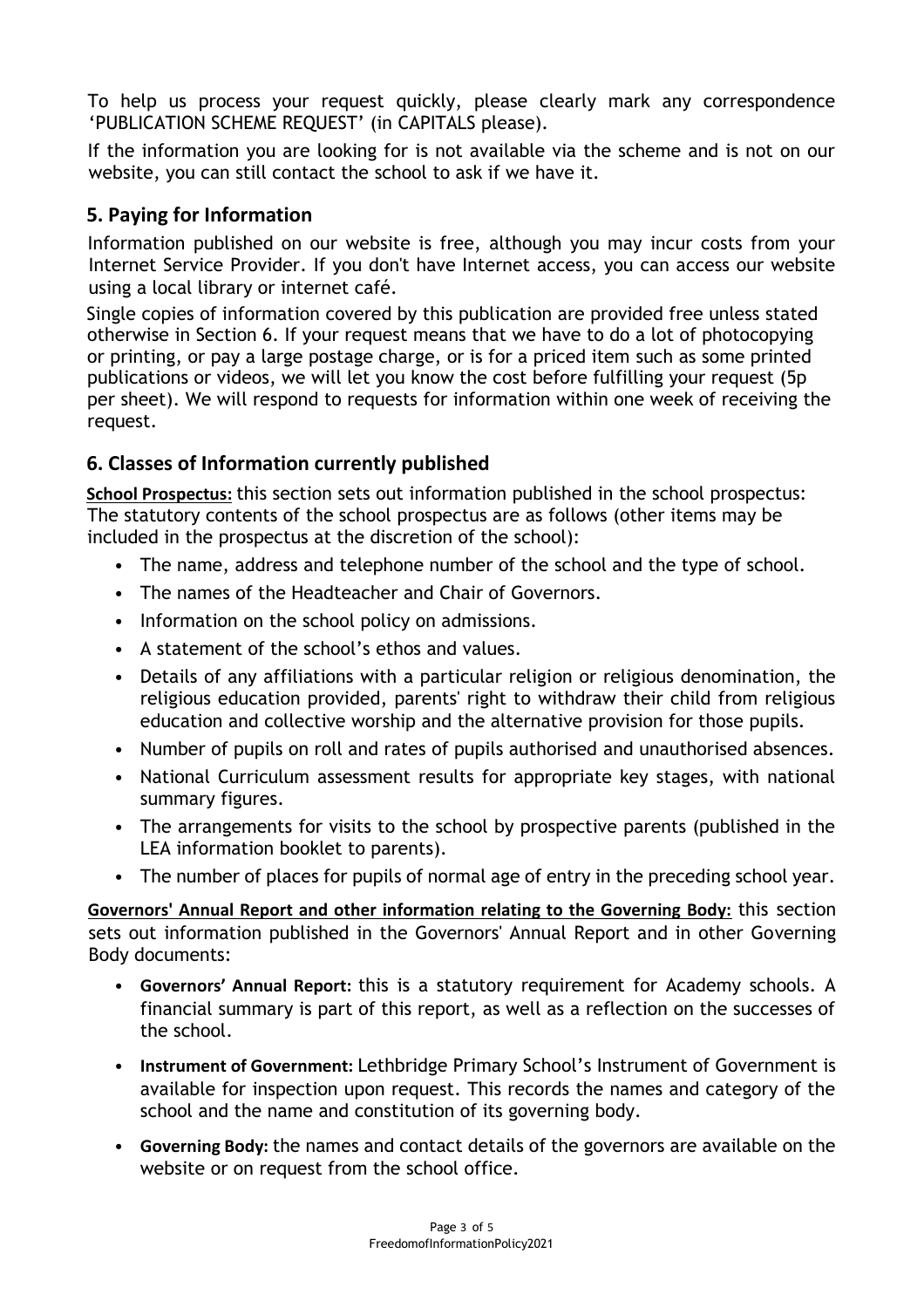To help us process your request quickly, please clearly mark any correspondence 'PUBLICATION SCHEME REQUEST' (in CAPITALS please).

If the information you are looking for is not available via the scheme and is not on our website, you can still contact the school to ask if we have it.

## 5. Paying for Information

Information published on our website is free, although you may incur costs from your Internet Service Provider. If you don't have Internet access, you can access our website using a local library or internet café.

Single copies of information covered by this publication are provided free unless stated otherwise in Section 6. If your request means that we have to do a lot of photocopying or printing, or pay a large postage charge, or is for a priced item such as some printed publications or videos, we will let you know the cost before fulfilling your request (5p per sheet). We will respond to requests for information within one week of receiving the request.

## 6. Classes of Information currently published

**School Prospectus:** this section sets out information published in the school prospectus: The statutory contents of the school prospectus are as follows (other items may be included in the prospectus at the discretion of the school):

- The name, address and telephone number of the school and the type of school.
- The names of the Headteacher and Chair of Governors.
- Information on the school policy on admissions.
- A statement of the school's ethos and values.
- Details of any affiliations with a particular religion or religious denomination, the religious education provided, parents' right to withdraw their child from religious education and collective worship and the alternative provision for those pupils.
- Number of pupils on roll and rates of pupils authorised and unauthorised absences.
- National Curriculum assessment results for appropriate key stages, with national summary figures.
- The arrangements for visits to the school by prospective parents (published in the LEA information booklet to parents).
- The number of places for pupils of normal age of entry in the preceding school year.

**Governors' Annual Report and other information relating to the Governing Body:** this section sets out information published in the Governors' Annual Report and in other Governing Body documents:

- **Governors' Annual Report:** this is a statutory requirement for Academy schools. A financial summary is part of this report, as well as a reflection on the successes of the school.
- **Instrument of Government:** Lethbridge Primary School's Instrument of Government is available for inspection upon request. This records the names and category of the school and the name and constitution of its governing body.
- **Governing Body:** the names and contact details of the governors are available on the website or on request from the school office.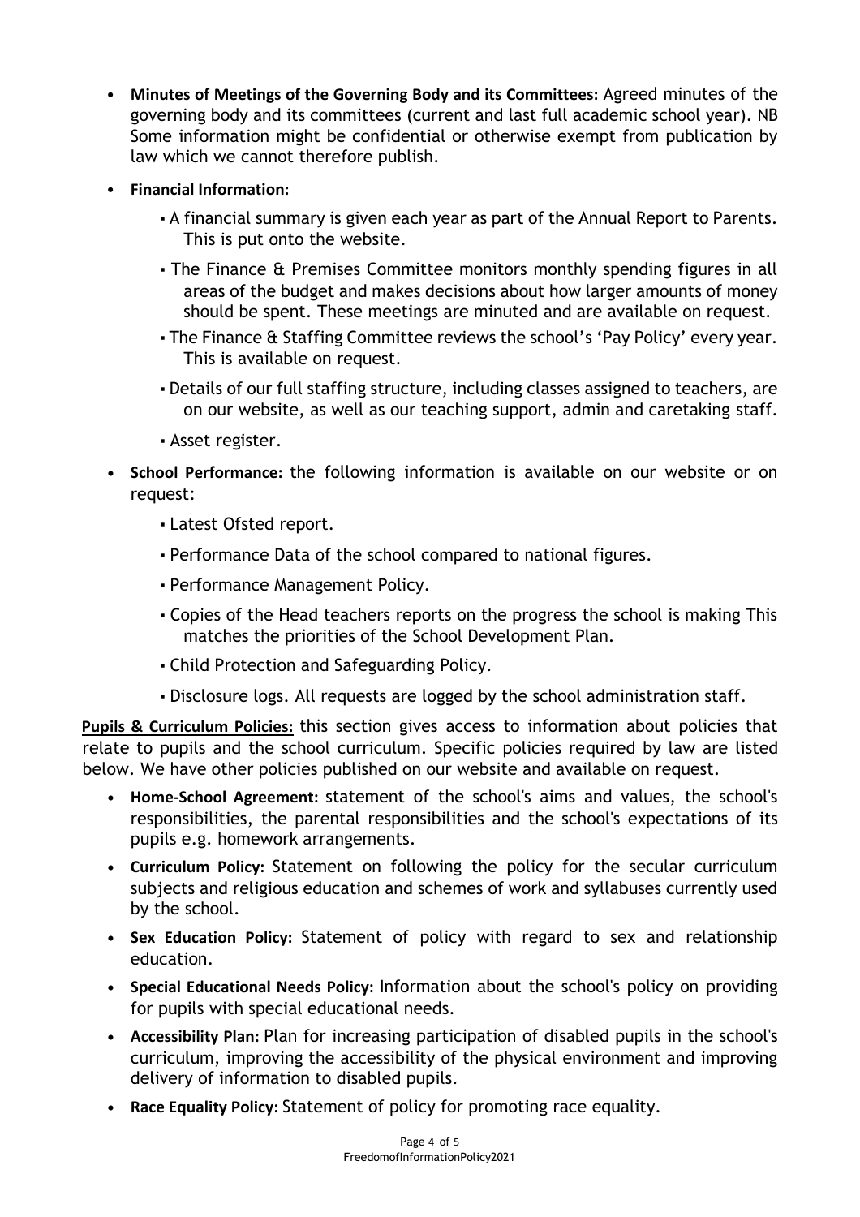- **Minutes of Meetings of the Governing Body and its Committees:** Agreed minutes of the governing body and its committees (current and last full academic school year). NB Some information might be confidential or otherwise exempt from publication by law which we cannot therefore publish.
- **Financial Information:**
  - A financial summary is given each year as part of the Annual Report to Parents. This is put onto the website.
  - The Finance & Premises Committee monitors monthly spending figures in all areas of the budget and makes decisions about how larger amounts of money should be spent. These meetings are minuted and are available on request.
  - The Finance & Staffing Committee reviews the school's 'Pay Policy' every year. This is available on request.
  - Details of our full staffing structure, including classes assigned to teachers, are on our website, as well as our teaching support, admin and caretaking staff.
  - Asset register.
- **School Performance:** the following information is available on our website or on request:
  - Latest Ofsted report.
  - Performance Data of the school compared to national figures.
  - Performance Management Policy.
  - Copies of the Head teachers reports on the progress the school is making This matches the priorities of the School Development Plan.
  - Child Protection and Safeguarding Policy.
  - Disclosure logs. All requests are logged by the school administration staff.

**Pupils & Curriculum Policies:** this section gives access to information about policies that relate to pupils and the school curriculum. Specific policies required by law are listed below. We have other policies published on our website and available on request.

- **Home-School Agreement:** statement of the school's aims and values, the school's responsibilities, the parental responsibilities and the school's expectations of its pupils e.g. homework arrangements.
- **Curriculum Policy:** Statement on following the policy for the secular curriculum subjects and religious education and schemes of work and syllabuses currently used by the school.
- **Sex Education Policy:** Statement of policy with regard to sex and relationship education.
- **Special Educational Needs Policy:** Information about the school's policy on providing for pupils with special educational needs.
- **Accessibility Plan:** Plan for increasing participation of disabled pupils in the school's curriculum, improving the accessibility of the physical environment and improving delivery of information to disabled pupils.
- **Race Equality Policy:** Statement of policy for promoting race equality.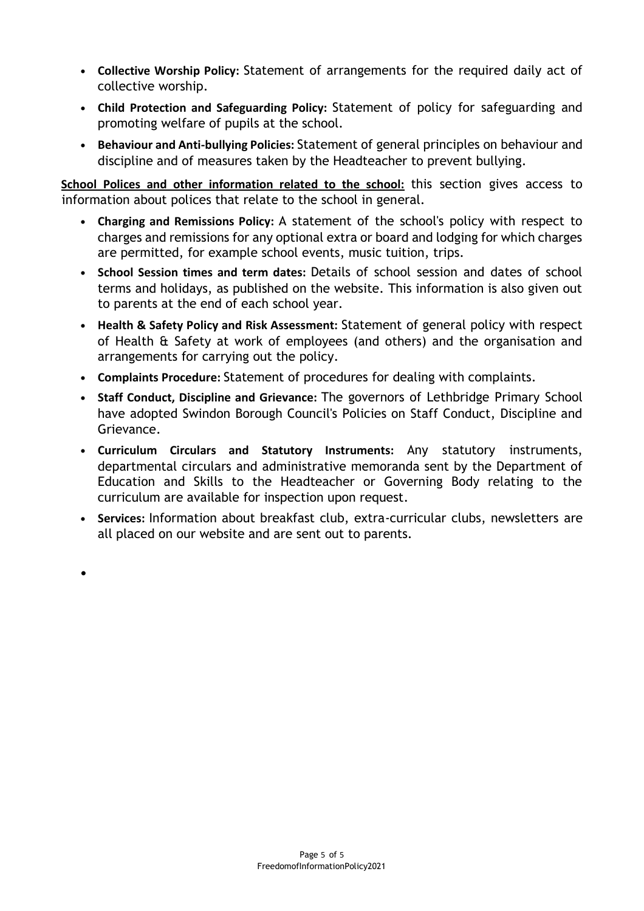- **Collective Worship Policy:** Statement of arrangements for the required daily act of collective worship.
- **Child Protection and Safeguarding Policy:** Statement of policy for safeguarding and promoting welfare of pupils at the school.
- **Behaviour and Anti-bullying Policies:** Statement of general principles on behaviour and discipline and of measures taken by the Headteacher to prevent bullying.

**School Polices and other information related to the school:** this section gives access to information about polices that relate to the school in general.

- **Charging and Remissions Policy:** A statement of the school's policy with respect to charges and remissions for any optional extra or board and lodging for which charges are permitted, for example school events, music tuition, trips.
- **School Session times and term dates:** Details of school session and dates of school terms and holidays, as published on the website. This information is also given out to parents at the end of each school year.
- **Health & Safety Policy and Risk Assessment:** Statement of general policy with respect of Health & Safety at work of employees (and others) and the organisation and arrangements for carrying out the policy.
- **Complaints Procedure:** Statement of procedures for dealing with complaints.
- **Staff Conduct, Discipline and Grievance:** The governors of Lethbridge Primary School have adopted Swindon Borough Council's Policies on Staff Conduct, Discipline and Grievance.
- **Curriculum Circulars and Statutory Instruments:** Any statutory instruments, departmental circulars and administrative memoranda sent by the Department of Education and Skills to the Headteacher or Governing Body relating to the curriculum are available for inspection upon request.
- **Services:** Information about breakfast club, extra-curricular clubs, newsletters are all placed on our website and are sent out to parents.